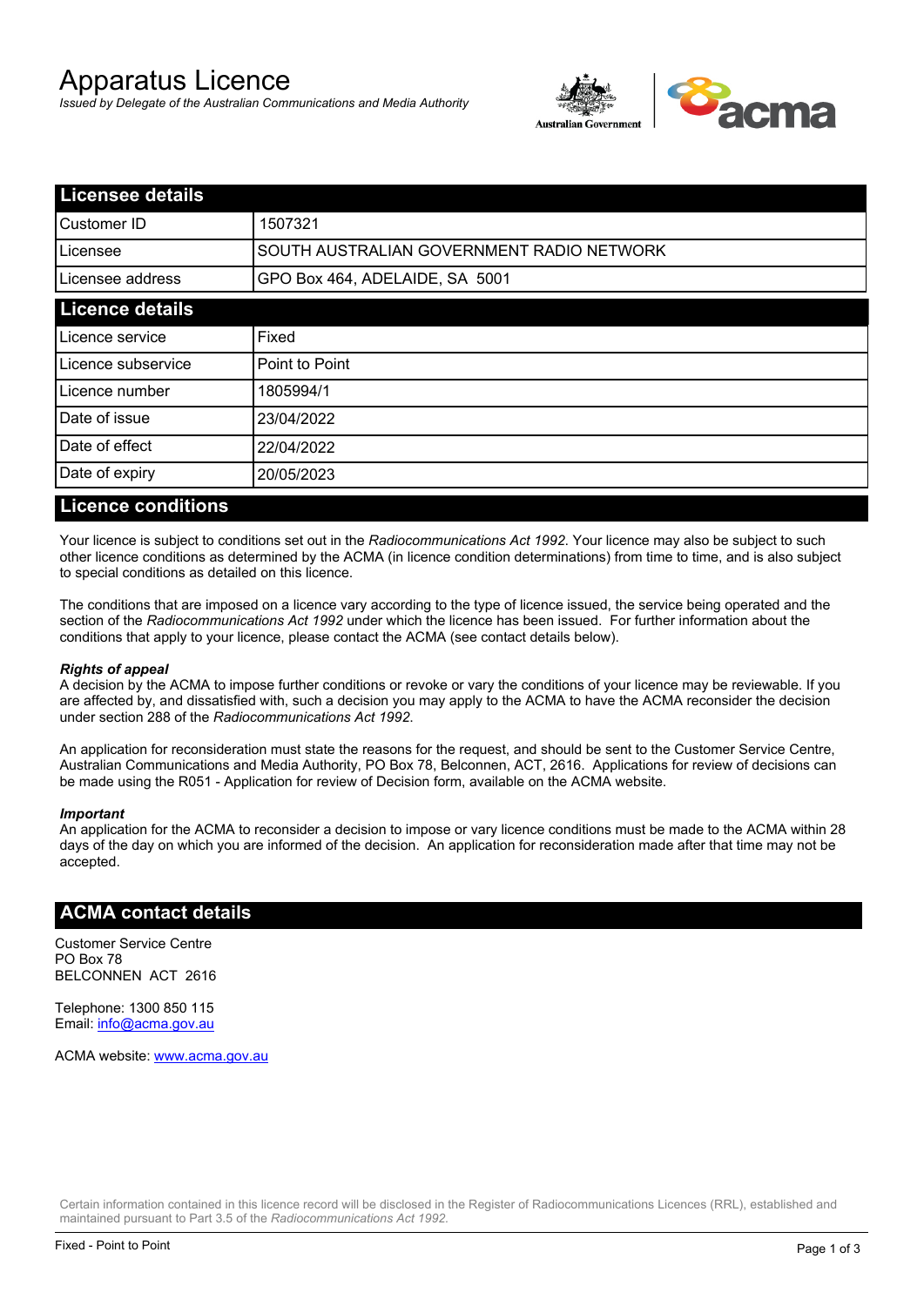# Apparatus Licence

*Issued by Delegate of the Australian Communications and Media Authority*

## Licensee details

| Field | Value |
|---|---|
| Customer ID | 1507321 |
| Licensee | SOUTH AUSTRALIAN GOVERNMENT RADIO NETWORK |
| Licensee address | GPO Box 464, ADELAIDE, SA 5001 |

## Licence details

| Field | Value |
|---|---|
| Licence service | Fixed |
| Licence subservice | Point to Point |
| Licence number | 1805994/1 |
| Date of issue | 23/04/2022 |
| Date of effect | 22/04/2022 |
| Date of expiry | 20/05/2023 |

## Licence conditions

Your licence is subject to conditions set out in the *Radiocommunications Act 1992*. Your licence may also be subject to such other licence conditions as determined by the ACMA (in licence condition determinations) from time to time, and is also subject to special conditions as detailed on this licence.

The conditions that are imposed on a licence vary according to the type of licence issued, the service being operated and the section of the *Radiocommunications Act 1992* under which the licence has been issued. For further information about the conditions that apply to your licence, please contact the ACMA (see contact details below).

***Rights of appeal***

A decision by the ACMA to impose further conditions or revoke or vary the conditions of your licence may be reviewable. If you are affected by, and dissatisfied with, such a decision you may apply to the ACMA to have the ACMA reconsider the decision under section 288 of the *Radiocommunications Act 1992*.

An application for reconsideration must state the reasons for the request, and should be sent to the Customer Service Centre, Australian Communications and Media Authority, PO Box 78, Belconnen, ACT, 2616. Applications for review of decisions can be made using the R051 - Application for review of Decision form, available on the ACMA website.

***Important***

An application for the ACMA to reconsider a decision to impose or vary licence conditions must be made to the ACMA within 28 days of the day on which you are informed of the decision. An application for reconsideration made after that time may not be accepted.

## ACMA contact details

Customer Service Centre
PO Box 78
BELCONNEN ACT 2616

Telephone: 1300 850 115
Email: info@acma.gov.au

ACMA website: www.acma.gov.au

Certain information contained in this licence record will be disclosed in the Register of Radiocommunications Licences (RRL), established and maintained pursuant to Part 3.5 of the *Radiocommunications Act 1992.*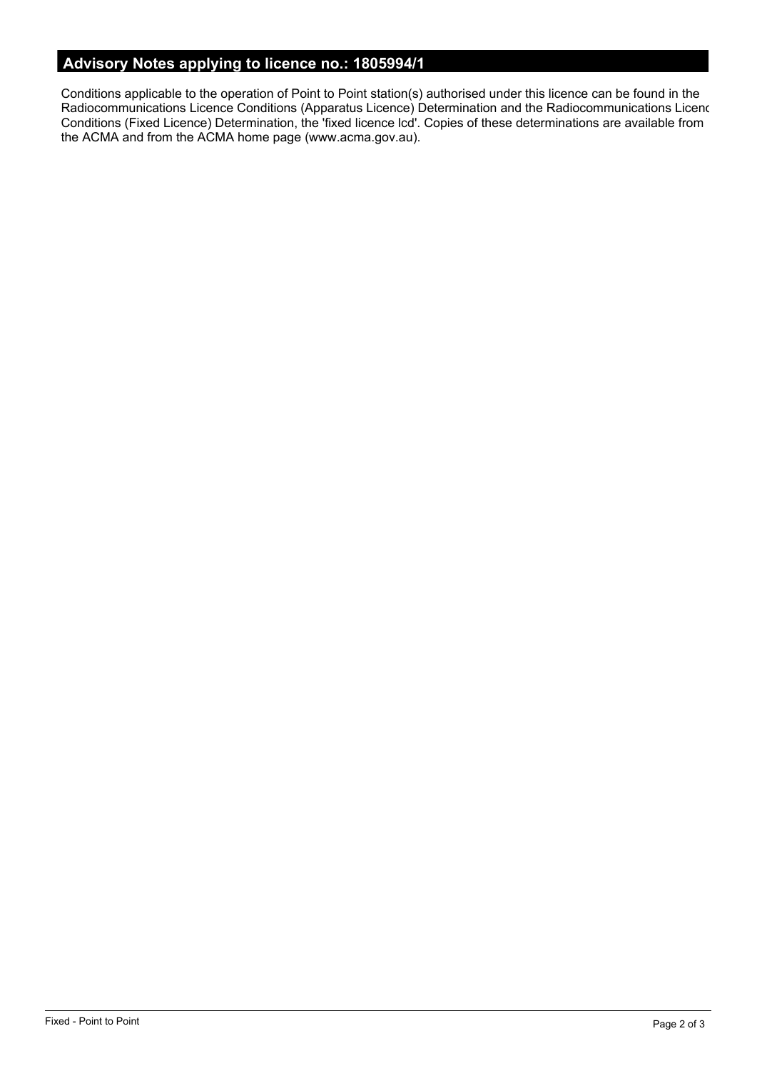## Advisory Notes applying to licence no.: 1805994/1

Conditions applicable to the operation of Point to Point station(s) authorised under this licence can be found in the Radiocommunications Licence Conditions (Apparatus Licence) Determination and the Radiocommunications Licenc Conditions (Fixed Licence) Determination, the 'fixed licence lcd'. Copies of these determinations are available from the ACMA and from the ACMA home page (www.acma.gov.au).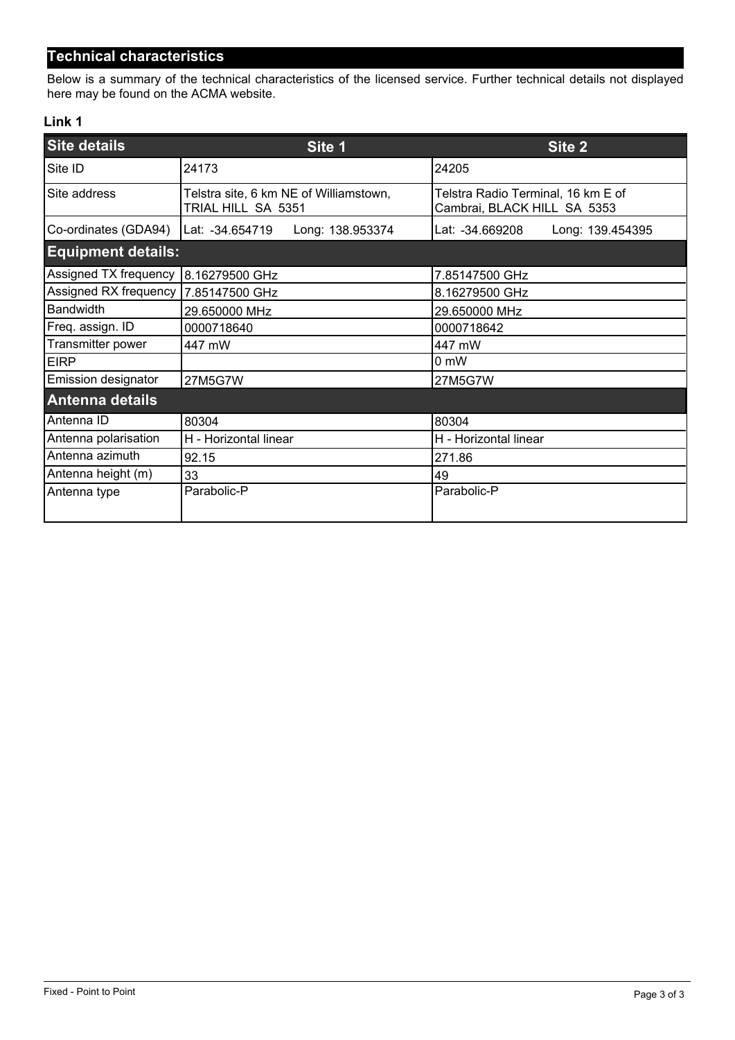## Technical characteristics

Below is a summary of the technical characteristics of the licensed service. Further technical details not displayed here may be found on the ACMA website.

### Link 1

| Site details | Site 1 | Site 2 |
|---|---|---|
| Site ID | 24173 | 24205 |
| Site address | Telstra site, 6 km NE of Williamstown, TRIAL HILL SA 5351 | Telstra Radio Terminal, 16 km E of Cambrai, BLACK HILL SA 5353 |
| Co-ordinates (GDA94) | Lat: -34.654719 Long: 138.953374 | Lat: -34.669208 Long: 139.454395 |
| **Equipment details:** | | |
| Assigned TX frequency | 8.16279500 GHz | 7.85147500 GHz |
| Assigned RX frequency | 7.85147500 GHz | 8.16279500 GHz |
| Bandwidth | 29.650000 MHz | 29.650000 MHz |
| Freq. assign. ID | 0000718640 | 0000718642 |
| Transmitter power | 447 mW | 447 mW |
| EIRP | | 0 mW |
| Emission designator | 27M5G7W | 27M5G7W |
| **Antenna details** | | |
| Antenna ID | 80304 | 80304 |
| Antenna polarisation | H - Horizontal linear | H - Horizontal linear |
| Antenna azimuth | 92.15 | 271.86 |
| Antenna height (m) | 33 | 49 |
| Antenna type | Parabolic-P | Parabolic-P |

Fixed - Point to Point